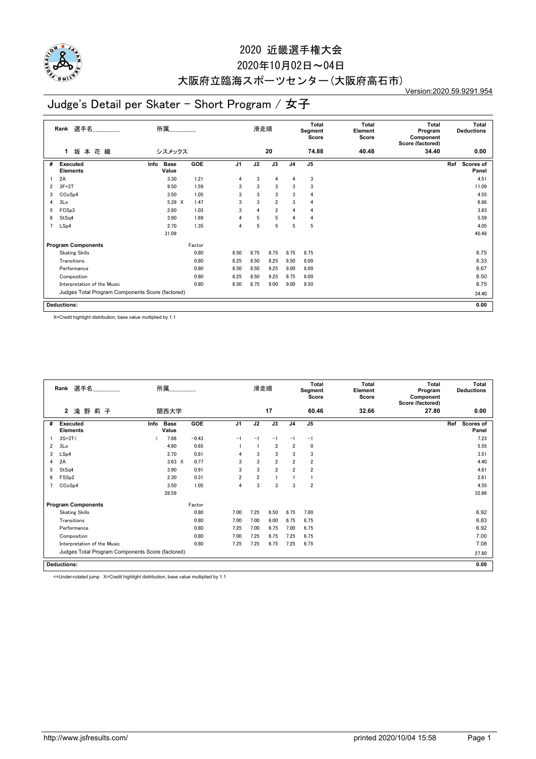# 2020 近畿選手権大会

## 2020年10月02日～04日

## 大阪府立臨海スポーツセンター(大阪府高石市)

Version:2020.59.9291.954

# Judge's Detail per Skater - Short Program / 女子

| Rank | 選手名 | 所属 | 滑走順 | Total Segment Score | Total Element Score | Total Program Component Score (factored) | Total Deductions |
|---|---|---|---|---|---|---|---|
| 1 | 坂 本 花 織 | シスメックス | 20 | 74.88 | 40.48 | 34.40 | 0.00 |

| # | Executed Elements | Info | Base Value | GOE | J1 | J2 | J3 | J4 | J5 | Ref | Scores of Panel |
|---|---|---|---|---|---|---|---|---|---|---|---|
| 1 | 2A | | 3.30 | 1.21 | 4 | 3 | 4 | 4 | 3 | | 4.51 |
| 2 | 3F+3T | | 9.50 | 1.59 | 3 | 3 | 3 | 3 | 3 | | 11.09 |
| 3 | CCoSp4 | | 3.50 | 1.05 | 3 | 3 | 3 | 3 | 4 | | 4.55 |
| 4 | 3Lo | | 5.39 X | 1.47 | 3 | 3 | 2 | 3 | 4 | | 6.86 |
| 5 | FCSp3 | | 2.80 | 1.03 | 3 | 4 | 2 | 4 | 4 | | 3.83 |
| 6 | StSq4 | | 3.90 | 1.69 | 4 | 5 | 5 | 4 | 4 | | 5.59 |
| 7 | LSp4 | | 2.70 | 1.35 | 4 | 5 | 5 | 5 | 5 | | 4.05 |
| | | | 31.09 | | | | | | | | 40.48 |

| Program Components | Factor | J1 | J2 | J3 | J4 | J5 | Scores of Panel |
|---|---|---|---|---|---|---|---|
| Skating Skills | 0.80 | 8.50 | 8.75 | 8.75 | 8.75 | 8.75 | 8.75 |
| Transitions | 0.80 | 8.25 | 8.50 | 8.25 | 8.50 | 8.00 | 8.33 |
| Performance | 0.80 | 8.50 | 8.50 | 9.25 | 9.00 | 8.00 | 8.67 |
| Composition | 0.80 | 8.25 | 8.50 | 9.25 | 8.75 | 8.00 | 8.50 |
| Interpretation of the Music | 0.80 | 8.50 | 8.75 | 9.00 | 9.00 | 8.50 | 8.75 |
| Judges Total Program Components Score (factored) | | | | | | | 34.40 |

**Deductions:** 0.00

X=Credit highlight distribution, base value multiplied by 1.1

| Rank | 選手名 | 所属 | 滑走順 | Total Segment Score | Total Element Score | Total Program Component Score (factored) | Total Deductions |
|---|---|---|---|---|---|---|---|
| 2 | 滝 野 莉 子 | 関西大学 | 17 | 60.46 | 32.66 | 27.80 | 0.00 |

| # | Executed Elements | Info | Base Value | GOE | J1 | J2 | J3 | J4 | J5 | Ref | Scores of Panel |
|---|---|---|---|---|---|---|---|---|---|---|---|
| 1 | 3S+3T< | < | 7.66 | -0.43 | -1 | -1 | -1 | -1 | -1 | | 7.23 |
| 2 | 3Lo | | 4.90 | 0.65 | 1 | 1 | 2 | 2 | 0 | | 5.55 |
| 3 | LSp4 | | 2.70 | 0.81 | 4 | 3 | 3 | 3 | 3 | | 3.51 |
| 4 | 2A | | 3.63 X | 0.77 | 3 | 3 | 2 | 2 | 2 | | 4.40 |
| 5 | StSq4 | | 3.90 | 0.91 | 3 | 3 | 2 | 2 | 2 | | 4.81 |
| 6 | FSSp2 | | 2.30 | 0.31 | 2 | 2 | 1 | 1 | 1 | | 2.61 |
| 7 | CCoSp4 | | 3.50 | 1.05 | 4 | 3 | 3 | 3 | 2 | | 4.55 |
| | | | 28.59 | | | | | | | | 32.66 |

| Program Components | Factor | J1 | J2 | J3 | J4 | J5 | Scores of Panel |
|---|---|---|---|---|---|---|---|
| Skating Skills | 0.80 | 7.00 | 7.25 | 6.50 | 6.75 | 7.00 | 6.92 |
| Transitions | 0.80 | 7.00 | 7.00 | 6.00 | 6.75 | 6.75 | 6.83 |
| Performance | 0.80 | 7.25 | 7.00 | 6.75 | 7.00 | 6.75 | 6.92 |
| Composition | 0.80 | 7.00 | 7.25 | 6.75 | 7.25 | 6.75 | 7.00 |
| Interpretation of the Music | 0.80 | 7.25 | 7.25 | 6.75 | 7.25 | 6.75 | 7.08 |
| Judges Total Program Components Score (factored) | | | | | | | 27.80 |

**Deductions:** 0.00

<=Under-rotated jump X=Credit highlight distribution, base value multiplied by 1.1

http://www.jsfresults.com/ printed 2020/10/04 15:58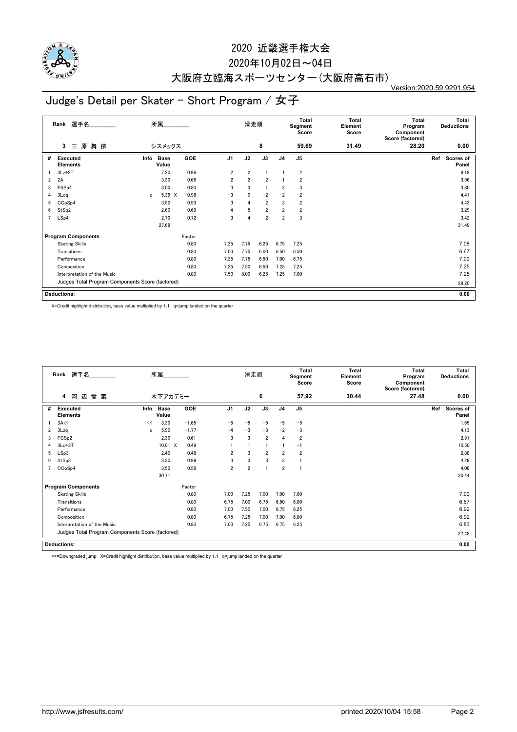# 2020 近畿選手権大会

## 2020年10月02日～04日

## 大阪府立臨海スポーツセンター(大阪府高石市)

Version:2020.59.9291.954

# Judge's Detail per Skater - Short Program / 女子

| Rank | 選手名 | 所属 | 滑走順 | Total Segment Score | Total Element Score | Total Program Component Score (factored) | Total Deductions |
|---|---|---|---|---|---|---|---|
| 3 | 三 原 舞 依 | シスメックス | 8 | 59.69 | 31.49 | 28.20 | 0.00 |

| # | Executed Elements | Info | Base Value | | GOE | J1 | J2 | J3 | J4 | J5 | Ref | Scores of Panel |
|---|---|---|---|---|---|---|---|---|---|---|---|---|
| 1 | 3Lz+2T | | 7.20 | | 0.98 | 2 | 2 | 1 | 1 | 2 | | 8.18 |
| 2 | 2A | | 3.30 | | 0.66 | 2 | 2 | 2 | 1 | 2 | | 3.96 |
| 3 | FSSp4 | | 3.00 | | 0.80 | 3 | 3 | 1 | 2 | 3 | | 3.80 |
| 4 | 3Loq | q | 5.39 | X | −0.98 | −3 | 0 | −2 | −2 | −2 | | 4.41 |
| 5 | CCoSp4 | | 3.50 | | 0.93 | 3 | 4 | 2 | 3 | 2 | | 4.43 |
| 6 | StSq2 | | 2.60 | | 0.69 | 4 | 5 | 2 | 2 | 2 | | 3.29 |
| 7 | LSp4 | | 2.70 | | 0.72 | 3 | 4 | 2 | 2 | 3 | | 3.42 |
| | | | 27.69 | | | | | | | | | 31.49 |

| Program Components | Factor | J1 | J2 | J3 | J4 | J5 | Scores of Panel |
|---|---|---|---|---|---|---|---|
| Skating Skills | 0.80 | 7.25 | 7.75 | 6.25 | 6.75 | 7.25 | 7.08 |
| Transitions | 0.80 | 7.00 | 7.75 | 6.00 | 6.50 | 6.50 | 6.67 |
| Performance | 0.80 | 7.25 | 7.75 | 6.50 | 7.00 | 6.75 | 7.00 |
| Composition | 0.80 | 7.25 | 7.50 | 6.50 | 7.25 | 7.25 | 7.25 |
| Interpretation of the Music | 0.80 | 7.50 | 8.00 | 6.25 | 7.25 | 7.00 | 7.25 |
| Judges Total Program Components Score (factored) | | | | | | | 28.20 |

| Deductions: | 0.00 |
|---|---|

X=Credit highlight distribution, base value multiplied by 1.1 q=jump landed on the quarter

| Rank | 選手名 | 所属 | 滑走順 | Total Segment Score | Total Element Score | Total Program Component Score (factored) | Total Deductions |
|---|---|---|---|---|---|---|---|
| 4 | 河 辺 愛 菜 | 木下アカデミー | 6 | 57.92 | 30.44 | 27.48 | 0.00 |

| # | Executed Elements | Info | Base Value | | GOE | J1 | J2 | J3 | J4 | J5 | Ref | Scores of Panel |
|---|---|---|---|---|---|---|---|---|---|---|---|---|
| 1 | 3A<< | << | 3.30 | | −1.65 | −5 | −5 | −5 | −5 | −5 | | 1.65 |
| 2 | 3Lzq | q | 5.90 | | −1.77 | −4 | −3 | −3 | −2 | −3 | | 4.13 |
| 3 | FCSp2 | | 2.30 | | 0.61 | 3 | 3 | 2 | 4 | 2 | | 2.91 |
| 4 | 3Lo+3T | | 10.01 | X | 0.49 | 1 | 1 | 1 | 1 | −1 | | 10.50 |
| 5 | LSp3 | | 2.40 | | 0.48 | 2 | 3 | 2 | 2 | 2 | | 2.88 |
| 6 | StSq3 | | 3.30 | | 0.99 | 3 | 3 | 3 | 3 | 1 | | 4.29 |
| 7 | CCoSp4 | | 3.50 | | 0.58 | 2 | 2 | 1 | 2 | 1 | | 4.08 |
| | | | 30.71 | | | | | | | | | 30.44 |

| Program Components | Factor | J1 | J2 | J3 | J4 | J5 | Scores of Panel |
|---|---|---|---|---|---|---|---|
| Skating Skills | 0.80 | 7.00 | 7.25 | 7.00 | 7.00 | 7.00 | 7.00 |
| Transitions | 0.80 | 6.75 | 7.00 | 6.75 | 6.50 | 6.00 | 6.67 |
| Performance | 0.80 | 7.00 | 7.50 | 7.00 | 6.75 | 6.25 | 6.92 |
| Composition | 0.80 | 6.75 | 7.25 | 7.00 | 7.00 | 6.00 | 6.92 |
| Interpretation of the Music | 0.80 | 7.00 | 7.25 | 6.75 | 6.75 | 6.25 | 6.83 |
| Judges Total Program Components Score (factored) | | | | | | | 27.48 |

| Deductions: | 0.00 |
|---|---|

<<=Downgraded jump X=Credit highlight distribution, base value multiplied by 1.1 q=jump landed on the quarter

http://www.jsfresults.com/ printed 2020/10/04 15:58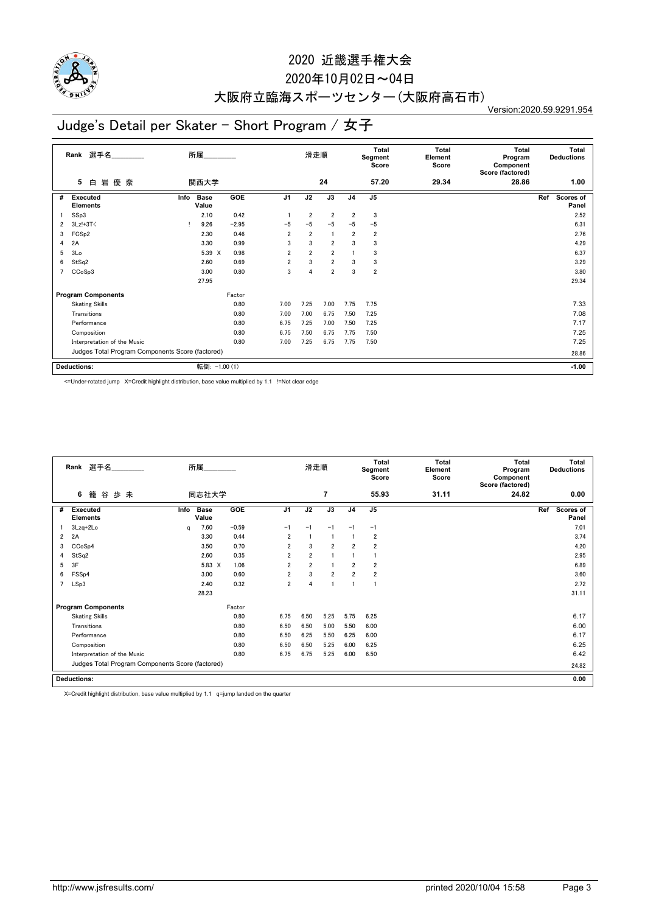# 2020 近畿選手権大会

## 2020年10月02日～04日

## 大阪府立臨海スポーツセンター(大阪府高石市)

Version:2020.59.9291.954

# Judge's Detail per Skater - Short Program / 女子

| Rank | 選手名 | 所属 | 滑走順 | Total Segment Score | Total Element Score | Total Program Component Score (factored) | Total Deductions |
|---|---|---|---|---|---|---|---|
| 5 | 白 岩 優 奈 | 関西大学 | 24 | 57.20 | 29.34 | 28.86 | 1.00 |

| # | Executed Elements | Info | Base Value | | GOE | J1 | J2 | J3 | J4 | J5 | Ref | Scores of Panel |
|---|---|---|---|---|---|---|---|---|---|---|---|---|
| 1 | SSp3 | | 2.10 | | 0.42 | 1 | 2 | 2 | 2 | 3 | | 2.52 |
| 2 | 3Lz!+3T< | ! | 9.26 | | −2.95 | −5 | −5 | −5 | −5 | −5 | | 6.31 |
| 3 | FCSp2 | | 2.30 | | 0.46 | 2 | 2 | 1 | 2 | 2 | | 2.76 |
| 4 | 2A | | 3.30 | | 0.99 | 3 | 3 | 2 | 3 | 3 | | 4.29 |
| 5 | 3Lo | | 5.39 | X | 0.98 | 2 | 2 | 2 | 1 | 3 | | 6.37 |
| 6 | StSq2 | | 2.60 | | 0.69 | 2 | 3 | 2 | 3 | 3 | | 3.29 |
| 7 | CCoSp3 | | 3.00 | | 0.80 | 3 | 4 | 2 | 3 | 2 | | 3.80 |
| | | | 27.95 | | | | | | | | | 29.34 |

| Program Components | Factor | J1 | J2 | J3 | J4 | J5 | Scores of Panel |
|---|---|---|---|---|---|---|---|
| Skating Skills | 0.80 | 7.00 | 7.25 | 7.00 | 7.75 | 7.75 | 7.33 |
| Transitions | 0.80 | 7.00 | 7.00 | 6.75 | 7.50 | 7.25 | 7.08 |
| Performance | 0.80 | 6.75 | 7.25 | 7.00 | 7.50 | 7.25 | 7.17 |
| Composition | 0.80 | 6.75 | 7.50 | 6.75 | 7.75 | 7.50 | 7.25 |
| Interpretation of the Music | 0.80 | 7.00 | 7.25 | 6.75 | 7.75 | 7.50 | 7.25 |
| Judges Total Program Components Score (factored) | | | | | | | 28.86 |

| Deductions: | 転倒: −1.00 (1) | -1.00 |
|---|---|---|

<=Under-rotated jump X=Credit highlight distribution, base value multiplied by 1.1 !=Not clear edge

| Rank | 選手名 | 所属 | 滑走順 | Total Segment Score | Total Element Score | Total Program Component Score (factored) | Total Deductions |
|---|---|---|---|---|---|---|---|
| 6 | 籠 谷 歩 未 | 同志社大学 | 7 | 55.93 | 31.11 | 24.82 | 0.00 |

| # | Executed Elements | Info | Base Value | | GOE | J1 | J2 | J3 | J4 | J5 | Ref | Scores of Panel |
|---|---|---|---|---|---|---|---|---|---|---|---|---|
| 1 | 3Lzq+2Lo | q | 7.60 | | −0.59 | −1 | −1 | −1 | −1 | −1 | | 7.01 |
| 2 | 2A | | 3.30 | | 0.44 | 2 | 1 | 1 | 1 | 2 | | 3.74 |
| 3 | CCoSp4 | | 3.50 | | 0.70 | 2 | 3 | 2 | 2 | 2 | | 4.20 |
| 4 | StSq2 | | 2.60 | | 0.35 | 2 | 2 | 1 | 1 | 1 | | 2.95 |
| 5 | 3F | | 5.83 | X | 1.06 | 2 | 2 | 1 | 2 | 2 | | 6.89 |
| 6 | FSSp4 | | 3.00 | | 0.60 | 2 | 3 | 2 | 2 | 2 | | 3.60 |
| 7 | LSp3 | | 2.40 | | 0.32 | 2 | 4 | 1 | 1 | 1 | | 2.72 |
| | | | 28.23 | | | | | | | | | 31.11 |

| Program Components | Factor | J1 | J2 | J3 | J4 | J5 | Scores of Panel |
|---|---|---|---|---|---|---|---|
| Skating Skills | 0.80 | 6.75 | 6.50 | 5.25 | 5.75 | 6.25 | 6.17 |
| Transitions | 0.80 | 6.50 | 6.50 | 5.00 | 5.50 | 6.00 | 6.00 |
| Performance | 0.80 | 6.50 | 6.25 | 5.50 | 6.25 | 6.00 | 6.17 |
| Composition | 0.80 | 6.50 | 6.50 | 5.25 | 6.00 | 6.25 | 6.25 |
| Interpretation of the Music | 0.80 | 6.75 | 6.75 | 5.25 | 6.00 | 6.50 | 6.42 |
| Judges Total Program Components Score (factored) | | | | | | | 24.82 |

| Deductions: | | 0.00 |
|---|---|---|

X=Credit highlight distribution, base value multiplied by 1.1 q=jump landed on the quarter

http://www.jsfresults.com/ printed 2020/10/04 15:58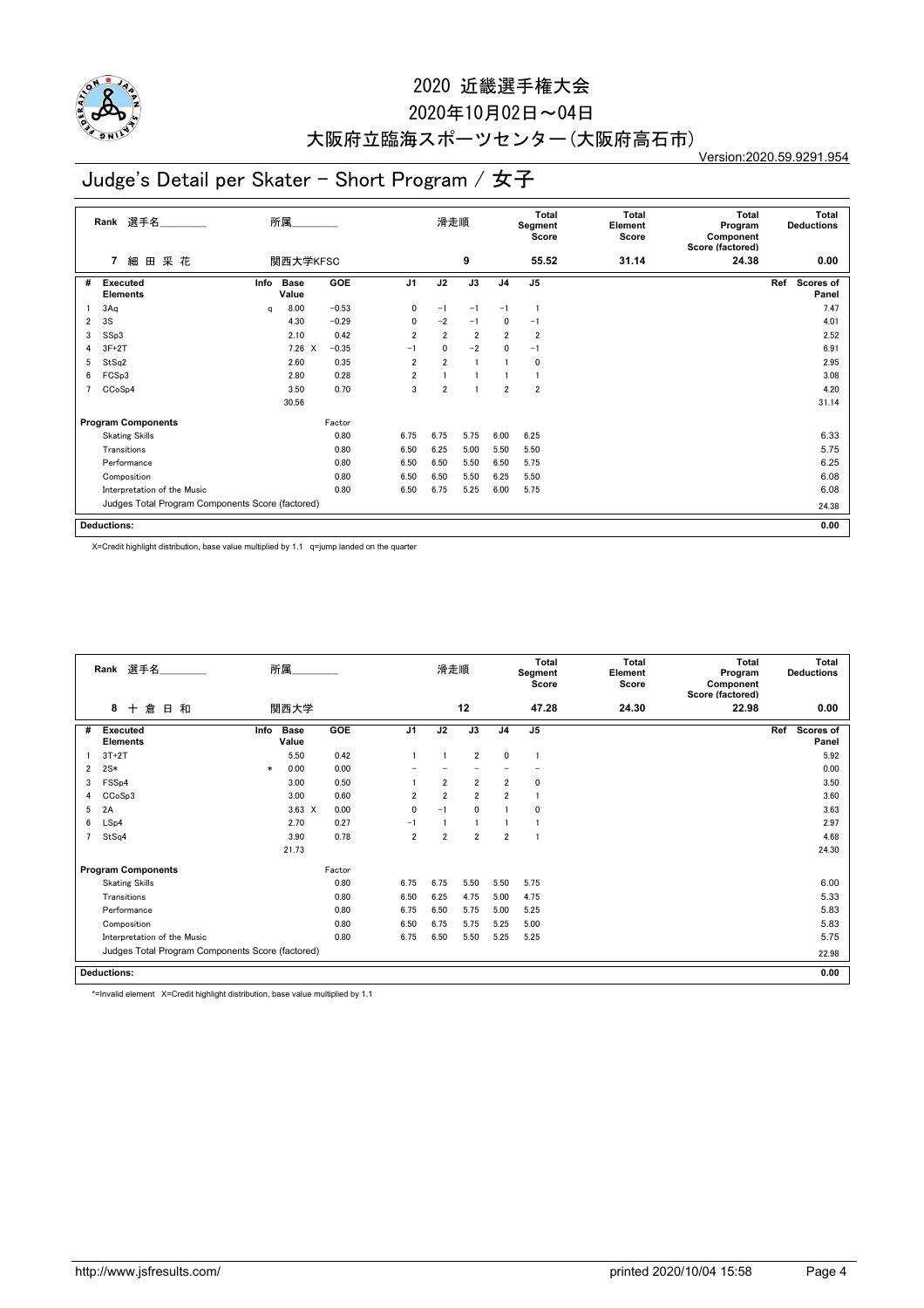# 2020 近畿選手権大会

## 2020年10月02日～04日

## 大阪府立臨海スポーツセンター(大阪府高石市)

Version:2020.59.9291.954

# Judge's Detail per Skater - Short Program / 女子

| Rank | 選手名 | 所属 | 滑走順 | Total Segment Score | Total Element Score | Total Program Component Score (factored) | Total Deductions |
|---|---|---|---|---|---|---|---|
| 7 | 細 田 采 花 | 関西大学KFSC | 9 | 55.52 | 31.14 | 24.38 | 0.00 |

| # | Executed Elements | Info | Base Value | | GOE | J1 | J2 | J3 | J4 | J5 | Ref | Scores of Panel |
|---|---|---|---|---|---|---|---|---|---|---|---|---|
| 1 | 3Aq | q | 8.00 | | −0.53 | 0 | −1 | −1 | −1 | 1 | | 7.47 |
| 2 | 3S | | 4.30 | | −0.29 | 0 | −2 | −1 | 0 | −1 | | 4.01 |
| 3 | SSp3 | | 2.10 | | 0.42 | 2 | 2 | 2 | 2 | 2 | | 2.52 |
| 4 | 3F+2T | | 7.26 | X | −0.35 | −1 | 0 | −2 | 0 | −1 | | 6.91 |
| 5 | StSq2 | | 2.60 | | 0.35 | 2 | 2 | 1 | 1 | 0 | | 2.95 |
| 6 | FCSp3 | | 2.80 | | 0.28 | 2 | 1 | 1 | 1 | 1 | | 3.08 |
| 7 | CCoSp4 | | 3.50 | | 0.70 | 3 | 2 | 1 | 2 | 2 | | 4.20 |
| | | | 30.56 | | | | | | | | | 31.14 |

| Program Components | Factor | J1 | J2 | J3 | J4 | J5 | Scores of Panel |
|---|---|---|---|---|---|---|---|
| Skating Skills | 0.80 | 6.75 | 6.75 | 5.75 | 6.00 | 6.25 | 6.33 |
| Transitions | 0.80 | 6.50 | 6.25 | 5.00 | 5.50 | 5.50 | 5.75 |
| Performance | 0.80 | 6.50 | 6.50 | 5.50 | 6.50 | 5.75 | 6.25 |
| Composition | 0.80 | 6.50 | 6.50 | 5.50 | 6.25 | 5.50 | 6.08 |
| Interpretation of the Music | 0.80 | 6.50 | 6.75 | 5.25 | 6.00 | 5.75 | 6.08 |
| Judges Total Program Components Score (factored) | | | | | | | 24.38 |

**Deductions:** 0.00

X=Credit highlight distribution, base value multiplied by 1.1 q=jump landed on the quarter

| Rank | 選手名 | 所属 | 滑走順 | Total Segment Score | Total Element Score | Total Program Component Score (factored) | Total Deductions |
|---|---|---|---|---|---|---|---|
| 8 | 十 倉 日 和 | 関西大学 | 12 | 47.28 | 24.30 | 22.98 | 0.00 |

| # | Executed Elements | Info | Base Value | | GOE | J1 | J2 | J3 | J4 | J5 | Ref | Scores of Panel |
|---|---|---|---|---|---|---|---|---|---|---|---|---|
| 1 | 3T+2T | | 5.50 | | 0.42 | 1 | 1 | 2 | 0 | 1 | | 5.92 |
| 2 | 2S* | * | 0.00 | | 0.00 | − | − | − | − | − | | 0.00 |
| 3 | FSSp4 | | 3.00 | | 0.50 | 1 | 2 | 2 | 2 | 0 | | 3.50 |
| 4 | CCoSp3 | | 3.00 | | 0.60 | 2 | 2 | 2 | 2 | 1 | | 3.60 |
| 5 | 2A | | 3.63 | X | 0.00 | 0 | −1 | 0 | 1 | 0 | | 3.63 |
| 6 | LSp4 | | 2.70 | | 0.27 | −1 | 1 | 1 | 1 | 1 | | 2.97 |
| 7 | StSq4 | | 3.90 | | 0.78 | 2 | 2 | 2 | 2 | 1 | | 4.68 |
| | | | 21.73 | | | | | | | | | 24.30 |

| Program Components | Factor | J1 | J2 | J3 | J4 | J5 | Scores of Panel |
|---|---|---|---|---|---|---|---|
| Skating Skills | 0.80 | 6.75 | 6.75 | 5.50 | 5.50 | 5.75 | 6.00 |
| Transitions | 0.80 | 6.50 | 6.25 | 4.75 | 5.00 | 4.75 | 5.33 |
| Performance | 0.80 | 6.75 | 6.50 | 5.75 | 5.00 | 5.25 | 5.83 |
| Composition | 0.80 | 6.50 | 6.75 | 5.75 | 5.25 | 5.00 | 5.83 |
| Interpretation of the Music | 0.80 | 6.75 | 6.50 | 5.50 | 5.25 | 5.25 | 5.75 |
| Judges Total Program Components Score (factored) | | | | | | | 22.98 |

**Deductions:** 0.00

*=Invalid element X=Credit highlight distribution, base value multiplied by 1.1

http://www.jsfresults.com/ printed 2020/10/04 15:58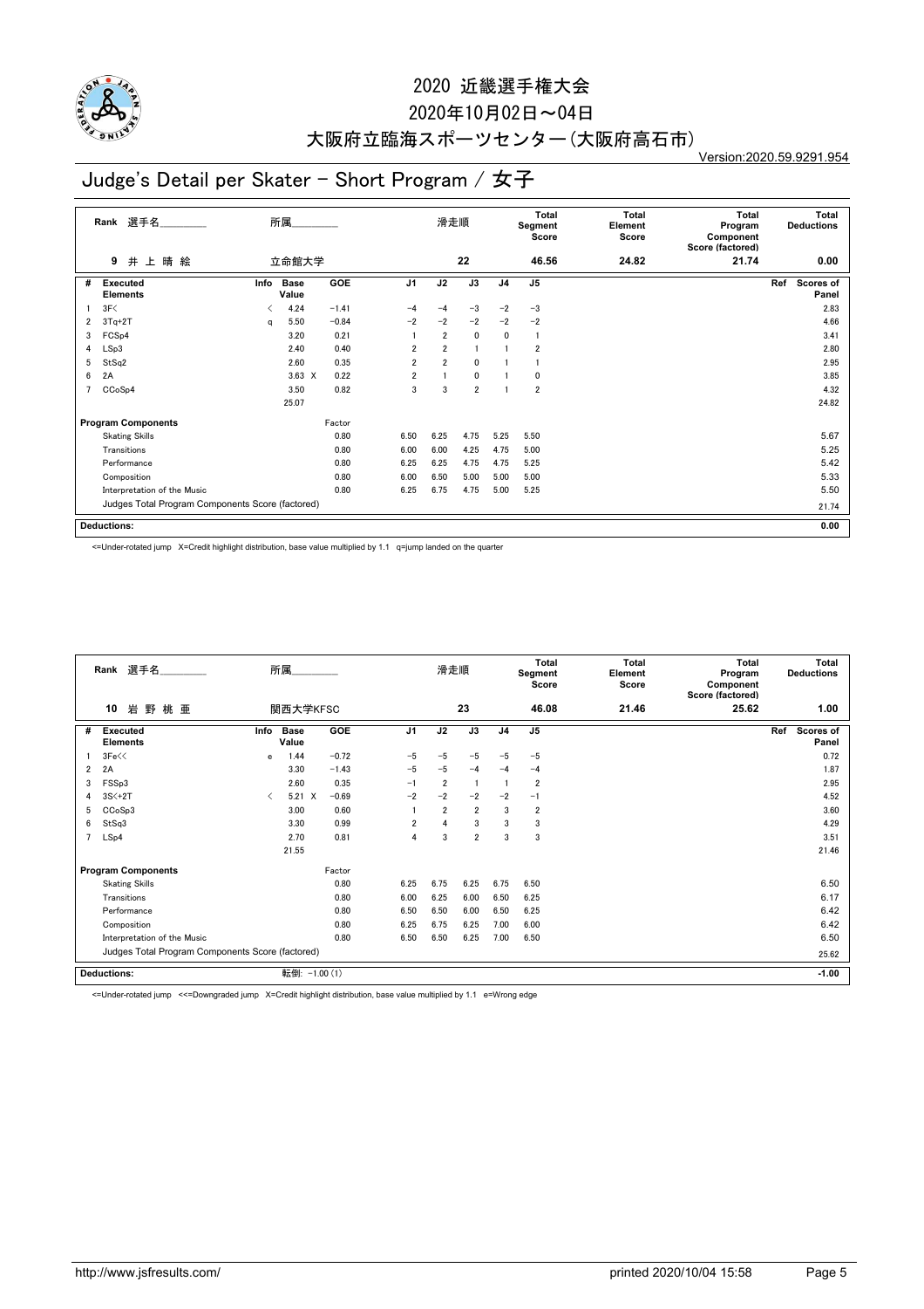# 2020 近畿選手権大会

2020年10月02日～04日

大阪府立臨海スポーツセンター(大阪府高石市)

Version:2020.59.9291.954

## Judge's Detail per Skater - Short Program / 女子

| Rank | 選手名 | 所属 | 滑走順 | Total Segment Score | Total Element Score | Total Program Component Score (factored) | Total Deductions |
|---|---|---|---|---|---|---|---|
| 9 | 井上晴絵 | 立命館大学 | 22 | 46.56 | 24.82 | 21.74 | 0.00 |

| # | Executed Elements | Info | Base Value | | GOE | J1 | J2 | J3 | J4 | J5 | Ref | Scores of Panel |
|---|---|---|---|---|---|---|---|---|---|---|---|---|
| 1 | 3F< | < | 4.24 | | −1.41 | −4 | −4 | −3 | −2 | −3 | | 2.83 |
| 2 | 3Tq+2T | q | 5.50 | | −0.84 | −2 | −2 | −2 | −2 | −2 | | 4.66 |
| 3 | FCSp4 | | 3.20 | | 0.21 | 1 | 2 | 0 | 0 | 1 | | 3.41 |
| 4 | LSp3 | | 2.40 | | 0.40 | 2 | 2 | 1 | 1 | 2 | | 2.80 |
| 5 | StSq2 | | 2.60 | | 0.35 | 2 | 2 | 0 | 1 | 1 | | 2.95 |
| 6 | 2A | | 3.63 | X | 0.22 | 2 | 1 | 0 | 1 | 0 | | 3.85 |
| 7 | CCoSp4 | | 3.50 | | 0.82 | 3 | 3 | 2 | 1 | 2 | | 4.32 |
| | | | 25.07 | | | | | | | | | 24.82 |

| Program Components | Factor | J1 | J2 | J3 | J4 | J5 | Scores of Panel |
|---|---|---|---|---|---|---|---|
| Skating Skills | 0.80 | 6.50 | 6.25 | 4.75 | 5.25 | 5.50 | 5.67 |
| Transitions | 0.80 | 6.00 | 6.00 | 4.25 | 4.75 | 5.00 | 5.25 |
| Performance | 0.80 | 6.25 | 6.25 | 4.75 | 4.75 | 5.25 | 5.42 |
| Composition | 0.80 | 6.00 | 6.50 | 5.00 | 5.00 | 5.00 | 5.33 |
| Interpretation of the Music | 0.80 | 6.25 | 6.75 | 4.75 | 5.00 | 5.25 | 5.50 |
| Judges Total Program Components Score (factored) | | | | | | | 21.74 |

| Deductions: | | 0.00 |
|---|---|---|

<=Under-rotated jump X=Credit highlight distribution, base value multiplied by 1.1 q=jump landed on the quarter

| Rank | 選手名 | 所属 | 滑走順 | Total Segment Score | Total Element Score | Total Program Component Score (factored) | Total Deductions |
|---|---|---|---|---|---|---|---|
| 10 | 岩野桃亜 | 関西大学KFSC | 23 | 46.08 | 21.46 | 25.62 | 1.00 |

| # | Executed Elements | Info | Base Value | | GOE | J1 | J2 | J3 | J4 | J5 | Ref | Scores of Panel |
|---|---|---|---|---|---|---|---|---|---|---|---|---|
| 1 | 3Fe<< | e | 1.44 | | −0.72 | −5 | −5 | −5 | −5 | −5 | | 0.72 |
| 2 | 2A | | 3.30 | | −1.43 | −5 | −5 | −4 | −4 | −4 | | 1.87 |
| 3 | FSSp3 | | 2.60 | | 0.35 | −1 | 2 | 1 | 1 | 2 | | 2.95 |
| 4 | 3S<+2T | < | 5.21 | X | −0.69 | −2 | −2 | −2 | −2 | −1 | | 4.52 |
| 5 | CCoSp3 | | 3.00 | | 0.60 | 1 | 2 | 2 | 3 | 2 | | 3.60 |
| 6 | StSq3 | | 3.30 | | 0.99 | 2 | 4 | 3 | 3 | 3 | | 4.29 |
| 7 | LSp4 | | 2.70 | | 0.81 | 4 | 3 | 2 | 3 | 3 | | 3.51 |
| | | | 21.55 | | | | | | | | | 21.46 |

| Program Components | Factor | J1 | J2 | J3 | J4 | J5 | Scores of Panel |
|---|---|---|---|---|---|---|---|
| Skating Skills | 0.80 | 6.25 | 6.75 | 6.25 | 6.75 | 6.50 | 6.50 |
| Transitions | 0.80 | 6.00 | 6.25 | 6.00 | 6.50 | 6.25 | 6.17 |
| Performance | 0.80 | 6.50 | 6.50 | 6.00 | 6.50 | 6.25 | 6.42 |
| Composition | 0.80 | 6.25 | 6.75 | 6.25 | 7.00 | 6.00 | 6.42 |
| Interpretation of the Music | 0.80 | 6.50 | 6.50 | 6.25 | 7.00 | 6.50 | 6.50 |
| Judges Total Program Components Score (factored) | | | | | | | 25.62 |

| Deductions: | 転倒: −1.00 (1) | −1.00 |
|---|---|---|

<=Under-rotated jump <<=Downgraded jump X=Credit highlight distribution, base value multiplied by 1.1 e=Wrong edge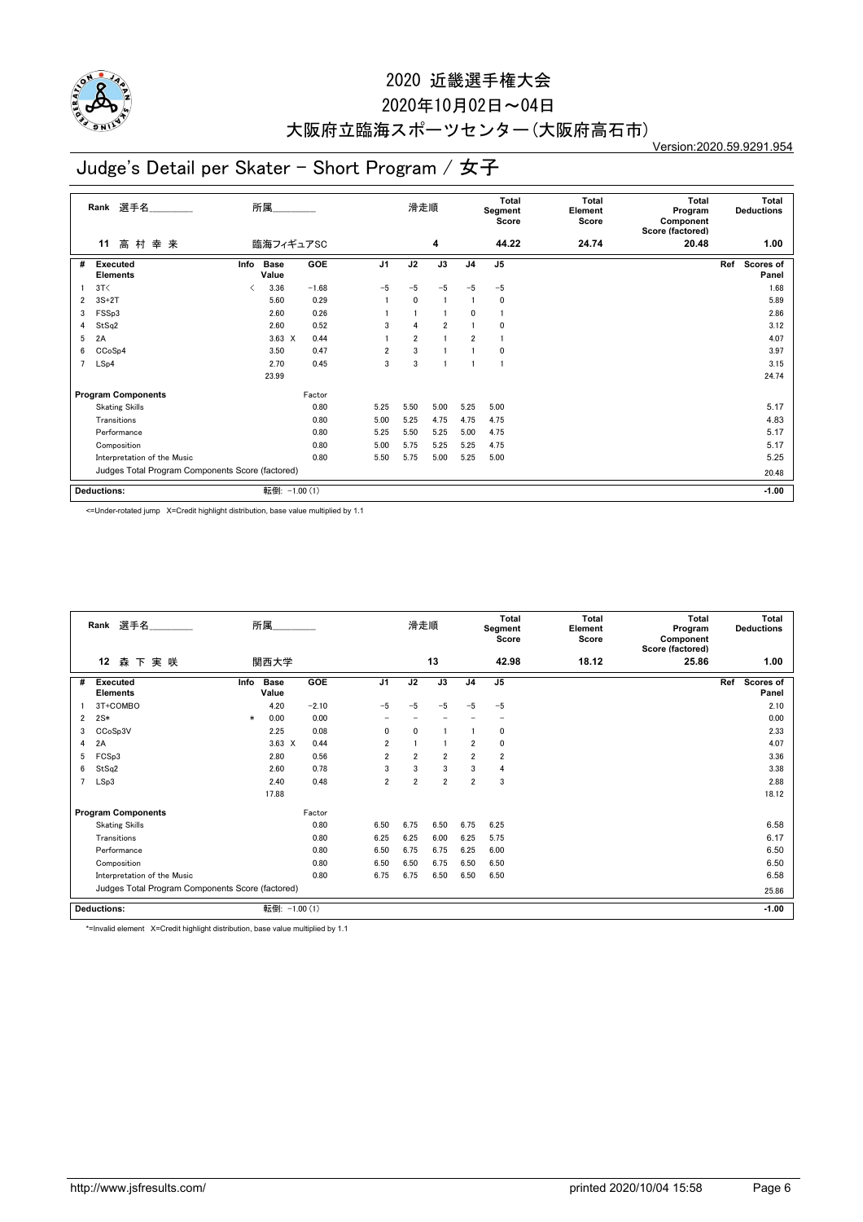# 2020 近畿選手権大会

## 2020年10月02日～04日

## 大阪府立臨海スポーツセンター(大阪府高石市)

Version:2020.59.9291.954

# Judge's Detail per Skater - Short Program / 女子

| Rank | 選手名 | 所属 | 滑走順 | Total Segment Score | Total Element Score | Total Program Component Score (factored) | Total Deductions |
|---|---|---|---|---|---|---|---|
| 11 | 高 村 幸 来 | 臨海フィギュアSC | 4 | 44.22 | 24.74 | 20.48 | 1.00 |

| # | Executed Elements | Info | Base Value | GOE | J1 | J2 | J3 | J4 | J5 | Ref | Scores of Panel |
|---|---|---|---|---|---|---|---|---|---|---|---|
| 1 | 3T< | < | 3.36 | -1.68 | -5 | -5 | -5 | -5 | -5 | | 1.68 |
| 2 | 3S+2T | | 5.60 | 0.29 | 1 | 0 | 1 | 1 | 0 | | 5.89 |
| 3 | FSSp3 | | 2.60 | 0.26 | 1 | 1 | 1 | 0 | 1 | | 2.86 |
| 4 | StSq2 | | 2.60 | 0.52 | 3 | 4 | 2 | 1 | 0 | | 3.12 |
| 5 | 2A | | 3.63 X | 0.44 | 1 | 2 | 1 | 2 | 1 | | 4.07 |
| 6 | CCoSp4 | | 3.50 | 0.47 | 2 | 3 | 1 | 1 | 0 | | 3.97 |
| 7 | LSp4 | | 2.70 | 0.45 | 3 | 3 | 1 | 1 | 1 | | 3.15 |
| | | | 23.99 | | | | | | | | 24.74 |

| Program Components | Factor | J1 | J2 | J3 | J4 | J5 | Scores of Panel |
|---|---|---|---|---|---|---|---|
| Skating Skills | 0.80 | 5.25 | 5.50 | 5.00 | 5.25 | 5.00 | 5.17 |
| Transitions | 0.80 | 5.00 | 5.25 | 4.75 | 4.75 | 4.75 | 4.83 |
| Performance | 0.80 | 5.25 | 5.50 | 5.25 | 5.00 | 4.75 | 5.17 |
| Composition | 0.80 | 5.00 | 5.75 | 5.25 | 5.25 | 4.75 | 5.17 |
| Interpretation of the Music | 0.80 | 5.50 | 5.75 | 5.00 | 5.25 | 5.00 | 5.25 |
| Judges Total Program Components Score (factored) | | | | | | | 20.48 |

| Deductions: | 転倒: -1.00 (1) | -1.00 |
|---|---|---|

<=Under-rotated jump X=Credit highlight distribution, base value multiplied by 1.1

| Rank | 選手名 | 所属 | 滑走順 | Total Segment Score | Total Element Score | Total Program Component Score (factored) | Total Deductions |
|---|---|---|---|---|---|---|---|
| 12 | 森 下 実 咲 | 関西大学 | 13 | 42.98 | 18.12 | 25.86 | 1.00 |

| # | Executed Elements | Info | Base Value | GOE | J1 | J2 | J3 | J4 | J5 | Ref | Scores of Panel |
|---|---|---|---|---|---|---|---|---|---|---|---|
| 1 | 3T+COMBO | | 4.20 | -2.10 | -5 | -5 | -5 | -5 | -5 | | 2.10 |
| 2 | 2S* | * | 0.00 | 0.00 | - | - | - | - | - | | 0.00 |
| 3 | CCoSp3V | | 2.25 | 0.08 | 0 | 0 | 1 | 1 | 0 | | 2.33 |
| 4 | 2A | | 3.63 X | 0.44 | 2 | 1 | 1 | 2 | 0 | | 4.07 |
| 5 | FCSp3 | | 2.80 | 0.56 | 2 | 2 | 2 | 2 | 2 | | 3.36 |
| 6 | StSq2 | | 2.60 | 0.78 | 3 | 3 | 3 | 3 | 4 | | 3.38 |
| 7 | LSp3 | | 2.40 | 0.48 | 2 | 2 | 2 | 2 | 3 | | 2.88 |
| | | | 17.88 | | | | | | | | 18.12 |

| Program Components | Factor | J1 | J2 | J3 | J4 | J5 | Scores of Panel |
|---|---|---|---|---|---|---|---|
| Skating Skills | 0.80 | 6.50 | 6.75 | 6.50 | 6.75 | 6.25 | 6.58 |
| Transitions | 0.80 | 6.25 | 6.25 | 6.00 | 6.25 | 5.75 | 6.17 |
| Performance | 0.80 | 6.50 | 6.75 | 6.75 | 6.25 | 6.00 | 6.50 |
| Composition | 0.80 | 6.50 | 6.50 | 6.75 | 6.50 | 6.50 | 6.50 |
| Interpretation of the Music | 0.80 | 6.75 | 6.75 | 6.50 | 6.50 | 6.50 | 6.58 |
| Judges Total Program Components Score (factored) | | | | | | | 25.86 |

| Deductions: | 転倒: -1.00 (1) | -1.00 |
|---|---|---|

*=Invalid element X=Credit highlight distribution, base value multiplied by 1.1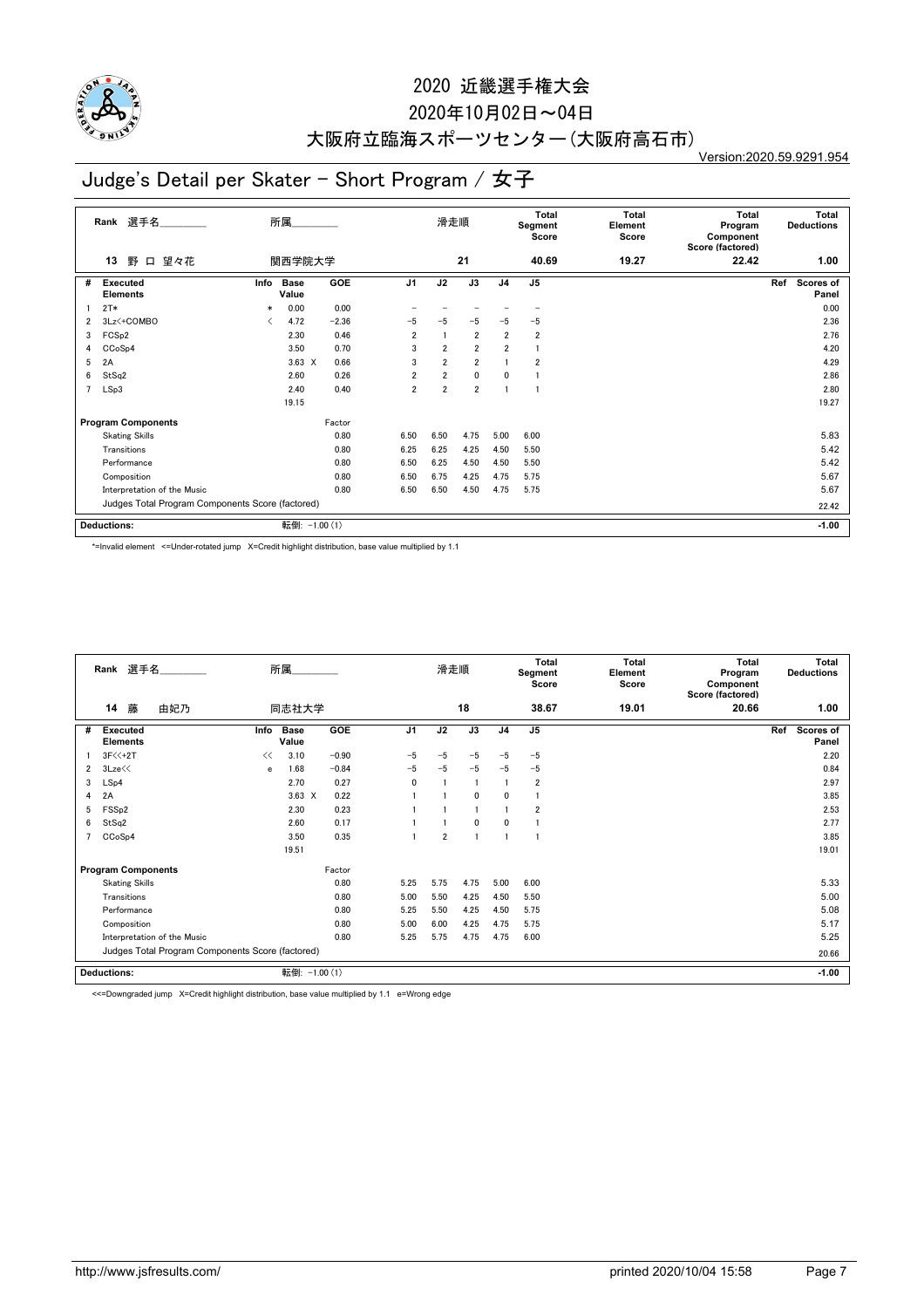# 2020 近畿選手権大会

2020年10月02日～04日

大阪府立臨海スポーツセンター(大阪府高石市)

Version:2020.59.9291.954

## Judge's Detail per Skater - Short Program / 女子

| Rank | 選手名 | 所属 | 滑走順 | Total Segment Score | Total Element Score | Total Program Component Score (factored) | Total Deductions |
|---|---|---|---|---|---|---|---|
| 13 | 野口 望々花 | 関西学院大学 | 21 | 40.69 | 19.27 | 22.42 | 1.00 |

| # | Executed Elements | Info | Base Value | GOE | J1 | J2 | J3 | J4 | J5 | Ref | Scores of Panel |
|---|---|---|---|---|---|---|---|---|---|---|---|
| 1 | 2T* | * | 0.00 | 0.00 | - | - | - | - | - | | 0.00 |
| 2 | 3Lz<+COMBO | < | 4.72 | -2.36 | -5 | -5 | -5 | -5 | -5 | | 2.36 |
| 3 | FCSp2 | | 2.30 | 0.46 | 2 | 1 | 2 | 2 | 2 | | 2.76 |
| 4 | CCoSp4 | | 3.50 | 0.70 | 3 | 2 | 2 | 2 | 1 | | 4.20 |
| 5 | 2A | | 3.63 X | 0.66 | 3 | 2 | 2 | 1 | 2 | | 4.29 |
| 6 | StSq2 | | 2.60 | 0.26 | 2 | 2 | 0 | 0 | 1 | | 2.86 |
| 7 | LSp3 | | 2.40 | 0.40 | 2 | 2 | 2 | 1 | 1 | | 2.80 |
| | | | 19.15 | | | | | | | | 19.27 |

| Program Components | Factor | J1 | J2 | J3 | J4 | J5 | Scores of Panel |
|---|---|---|---|---|---|---|---|
| Skating Skills | 0.80 | 6.50 | 6.50 | 4.75 | 5.00 | 6.00 | 5.83 |
| Transitions | 0.80 | 6.25 | 6.25 | 4.25 | 4.50 | 5.50 | 5.42 |
| Performance | 0.80 | 6.50 | 6.25 | 4.50 | 4.50 | 5.50 | 5.42 |
| Composition | 0.80 | 6.50 | 6.75 | 4.25 | 4.75 | 5.75 | 5.67 |
| Interpretation of the Music | 0.80 | 6.50 | 6.50 | 4.50 | 4.75 | 5.75 | 5.67 |
| Judges Total Program Components Score (factored) | | | | | | | 22.42 |

Deductions: 転倒: -1.00 (1) -1.00

*=Invalid element <=Under-rotated jump X=Credit highlight distribution, base value multiplied by 1.1

| Rank | 選手名 | 所属 | 滑走順 | Total Segment Score | Total Element Score | Total Program Component Score (factored) | Total Deductions |
|---|---|---|---|---|---|---|---|
| 14 | 藤 由妃乃 | 同志社大学 | 18 | 38.67 | 19.01 | 20.66 | 1.00 |

| # | Executed Elements | Info | Base Value | GOE | J1 | J2 | J3 | J4 | J5 | Ref | Scores of Panel |
|---|---|---|---|---|---|---|---|---|---|---|---|
| 1 | 3F<<+2T | << | 3.10 | -0.90 | -5 | -5 | -5 | -5 | -5 | | 2.20 |
| 2 | 3Lze<< | e | 1.68 | -0.84 | -5 | -5 | -5 | -5 | -5 | | 0.84 |
| 3 | LSp4 | | 2.70 | 0.27 | 0 | 1 | 1 | 1 | 2 | | 2.97 |
| 4 | 2A | | 3.63 X | 0.22 | 1 | 1 | 0 | 0 | 1 | | 3.85 |
| 5 | FSSp2 | | 2.30 | 0.23 | 1 | 1 | 1 | 1 | 2 | | 2.53 |
| 6 | StSq2 | | 2.60 | 0.17 | 1 | 1 | 0 | 0 | 1 | | 2.77 |
| 7 | CCoSp4 | | 3.50 | 0.35 | 1 | 2 | 1 | 1 | 1 | | 3.85 |
| | | | 19.51 | | | | | | | | 19.01 |

| Program Components | Factor | J1 | J2 | J3 | J4 | J5 | Scores of Panel |
|---|---|---|---|---|---|---|---|
| Skating Skills | 0.80 | 5.25 | 5.75 | 4.75 | 5.00 | 6.00 | 5.33 |
| Transitions | 0.80 | 5.00 | 5.50 | 4.25 | 4.50 | 5.50 | 5.00 |
| Performance | 0.80 | 5.25 | 5.50 | 4.25 | 4.50 | 5.75 | 5.08 |
| Composition | 0.80 | 5.00 | 6.00 | 4.25 | 4.75 | 5.75 | 5.17 |
| Interpretation of the Music | 0.80 | 5.25 | 5.75 | 4.75 | 4.75 | 6.00 | 5.25 |
| Judges Total Program Components Score (factored) | | | | | | | 20.66 |

Deductions: 転倒: -1.00 (1) -1.00

<<=Downgraded jump X=Credit highlight distribution, base value multiplied by 1.1 e=Wrong edge

http://www.jsfresults.com/ printed 2020/10/04 15:58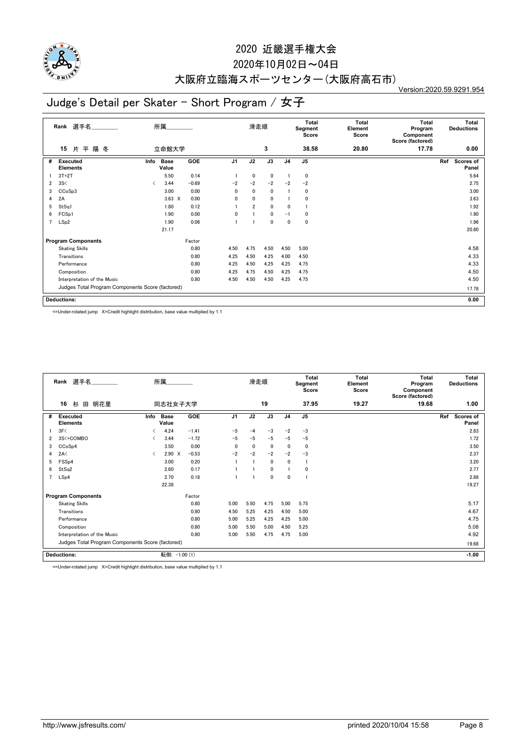# 2020 近畿選手権大会

2020年10月02日～04日

大阪府立臨海スポーツセンター(大阪府高石市)

Version:2020.59.9291.954

## Judge's Detail per Skater - Short Program / 女子

| Rank | 選手名 | 所属 | 滑走順 | Total Segment Score | Total Element Score | Total Program Component Score (factored) | Total Deductions |
|---|---|---|---|---|---|---|---|
| 15 | 片 平 陽 冬 | 立命館大学 | 3 | 38.58 | 20.80 | 17.78 | 0.00 |

| # | Executed Elements | Info | Base Value | GOE | J1 | J2 | J3 | J4 | J5 | Ref | Scores of Panel |
|---|---|---|---|---|---|---|---|---|---|---|---|
| 1 | 3T+2T | | 5.50 | 0.14 | 1 | 0 | 0 | 1 | 0 | | 5.64 |
| 2 | 3S< | < | 3.44 | −0.69 | −2 | −2 | −2 | −2 | −2 | | 2.75 |
| 3 | CCoSp3 | | 3.00 | 0.00 | 0 | 0 | 0 | 1 | 0 | | 3.00 |
| 4 | 2A | | 3.63 X | 0.00 | 0 | 0 | 0 | 1 | 0 | | 3.63 |
| 5 | StSq1 | | 1.80 | 0.12 | 1 | 2 | 0 | 0 | 1 | | 1.92 |
| 6 | FCSp1 | | 1.90 | 0.00 | 0 | 1 | 0 | −1 | 0 | | 1.90 |
| 7 | LSp2 | | 1.90 | 0.06 | 1 | 1 | 0 | 0 | 0 | | 1.96 |
| | | | 21.17 | | | | | | | | 20.80 |

| Program Components | Factor | J1 | J2 | J3 | J4 | J5 | Scores of Panel |
|---|---|---|---|---|---|---|---|
| Skating Skills | 0.80 | 4.50 | 4.75 | 4.50 | 4.50 | 5.00 | 4.58 |
| Transitions | 0.80 | 4.25 | 4.50 | 4.25 | 4.00 | 4.50 | 4.33 |
| Performance | 0.80 | 4.25 | 4.50 | 4.25 | 4.25 | 4.75 | 4.33 |
| Composition | 0.80 | 4.25 | 4.75 | 4.50 | 4.25 | 4.75 | 4.50 |
| Interpretation of the Music | 0.80 | 4.50 | 4.50 | 4.50 | 4.25 | 4.75 | 4.50 |
| Judges Total Program Components Score (factored) | | | | | | | 17.78 |

**Deductions:** 0.00

<=Under-rotated jump X=Credit highlight distribution, base value multiplied by 1.1

| Rank | 選手名 | 所属 | 滑走順 | Total Segment Score | Total Element Score | Total Program Component Score (factored) | Total Deductions |
|---|---|---|---|---|---|---|---|
| 16 | 杉 田 明花里 | 同志社女子大学 | 19 | 37.95 | 19.27 | 19.68 | 1.00 |

| # | Executed Elements | Info | Base Value | GOE | J1 | J2 | J3 | J4 | J5 | Ref | Scores of Panel |
|---|---|---|---|---|---|---|---|---|---|---|---|
| 1 | 3F< | < | 4.24 | −1.41 | −5 | −4 | −3 | −2 | −3 | | 2.83 |
| 2 | 3S<+COMBO | < | 3.44 | −1.72 | −5 | −5 | −5 | −5 | −5 | | 1.72 |
| 3 | CCoSp4 | | 3.50 | 0.00 | 0 | 0 | 0 | 0 | 0 | | 3.50 |
| 4 | 2A< | < | 2.90 X | −0.53 | −2 | −2 | −2 | −2 | −3 | | 2.37 |
| 5 | FSSp4 | | 3.00 | 0.20 | 1 | 1 | 0 | 0 | 1 | | 3.20 |
| 6 | StSq2 | | 2.60 | 0.17 | 1 | 1 | 0 | 1 | 0 | | 2.77 |
| 7 | LSp4 | | 2.70 | 0.18 | 1 | 1 | 0 | 0 | 1 | | 2.88 |
| | | | 22.38 | | | | | | | | 19.27 |

| Program Components | Factor | J1 | J2 | J3 | J4 | J5 | Scores of Panel |
|---|---|---|---|---|---|---|---|
| Skating Skills | 0.80 | 5.00 | 5.50 | 4.75 | 5.00 | 5.75 | 5.17 |
| Transitions | 0.80 | 4.50 | 5.25 | 4.25 | 4.50 | 5.00 | 4.67 |
| Performance | 0.80 | 5.00 | 5.25 | 4.25 | 4.25 | 5.00 | 4.75 |
| Composition | 0.80 | 5.00 | 5.50 | 5.00 | 4.50 | 5.25 | 5.08 |
| Interpretation of the Music | 0.80 | 5.00 | 5.50 | 4.75 | 4.75 | 5.00 | 4.92 |
| Judges Total Program Components Score (factored) | | | | | | | 19.68 |

**Deductions:** 転倒: −1.00 (1) -1.00

<=Under-rotated jump X=Credit highlight distribution, base value multiplied by 1.1

http://www.jsfresults.com/ printed 2020/10/04 15:58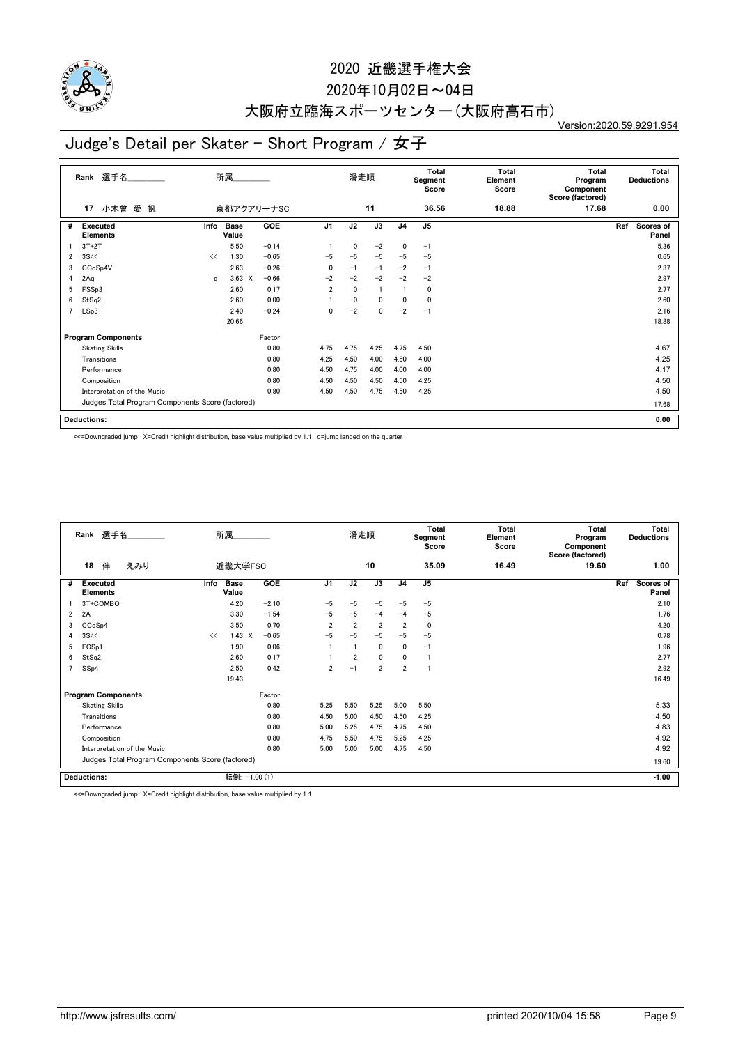# 2020 近畿選手権大会

2020年10月02日～04日

大阪府立臨海スポーツセンター(大阪府高石市)

Version:2020.59.9291.954

## Judge's Detail per Skater - Short Program / 女子

| Rank | 選手名 | 所属 | 滑走順 | Total Segment Score | Total Element Score | Total Program Component Score (factored) | Total Deductions |
|---|---|---|---|---|---|---|---|
| 17 | 小木曽 愛 帆 | 京都アクアリーナSC | 11 | 36.56 | 18.88 | 17.68 | 0.00 |

| # | Executed Elements | Info | Base Value | | GOE | J1 | J2 | J3 | J4 | J5 | Ref | Scores of Panel |
|---|---|---|---|---|---|---|---|---|---|---|---|---|
| 1 | 3T+2T | | 5.50 | | -0.14 | 1 | 0 | -2 | 0 | -1 | | 5.36 |
| 2 | 3S<< | << | 1.30 | | -0.65 | -5 | -5 | -5 | -5 | -5 | | 0.65 |
| 3 | CCoSp4V | | 2.63 | | -0.26 | 0 | -1 | -1 | -2 | -1 | | 2.37 |
| 4 | 2Aq | q | 3.63 | X | -0.66 | -2 | -2 | -2 | -2 | -2 | | 2.97 |
| 5 | FSSp3 | | 2.60 | | 0.17 | 2 | 0 | 1 | 1 | 0 | | 2.77 |
| 6 | StSq2 | | 2.60 | | 0.00 | 1 | 0 | 0 | 0 | 0 | | 2.60 |
| 7 | LSp3 | | 2.40 | | -0.24 | 0 | -2 | 0 | -2 | -1 | | 2.16 |
| | | | 20.66 | | | | | | | | | 18.88 |

| Program Components | Factor | J1 | J2 | J3 | J4 | J5 | Scores of Panel |
|---|---|---|---|---|---|---|---|
| Skating Skills | 0.80 | 4.75 | 4.75 | 4.25 | 4.75 | 4.50 | 4.67 |
| Transitions | 0.80 | 4.25 | 4.50 | 4.00 | 4.50 | 4.00 | 4.25 |
| Performance | 0.80 | 4.50 | 4.75 | 4.00 | 4.00 | 4.00 | 4.17 |
| Composition | 0.80 | 4.50 | 4.50 | 4.50 | 4.50 | 4.25 | 4.50 |
| Interpretation of the Music | 0.80 | 4.50 | 4.50 | 4.75 | 4.50 | 4.25 | 4.50 |
| Judges Total Program Components Score (factored) | | | | | | | 17.68 |

**Deductions:** 0.00

<<=Downgraded jump X=Credit highlight distribution, base value multiplied by 1.1 q=jump landed on the quarter

| Rank | 選手名 | 所属 | 滑走順 | Total Segment Score | Total Element Score | Total Program Component Score (factored) | Total Deductions |
|---|---|---|---|---|---|---|---|
| 18 | 伴 えみり | 近畿大学FSC | 10 | 35.09 | 16.49 | 19.60 | 1.00 |

| # | Executed Elements | Info | Base Value | | GOE | J1 | J2 | J3 | J4 | J5 | Ref | Scores of Panel |
|---|---|---|---|---|---|---|---|---|---|---|---|---|
| 1 | 3T+COMBO | | 4.20 | | -2.10 | -5 | -5 | -5 | -5 | -5 | | 2.10 |
| 2 | 2A | | 3.30 | | -1.54 | -5 | -5 | -4 | -4 | -5 | | 1.76 |
| 3 | CCoSp4 | | 3.50 | | 0.70 | 2 | 2 | 2 | 2 | 0 | | 4.20 |
| 4 | 3S<< | << | 1.43 | X | -0.65 | -5 | -5 | -5 | -5 | -5 | | 0.78 |
| 5 | FCSp1 | | 1.90 | | 0.06 | 1 | 1 | 0 | 0 | -1 | | 1.96 |
| 6 | StSq2 | | 2.60 | | 0.17 | 1 | 2 | 0 | 0 | 1 | | 2.77 |
| 7 | SSp4 | | 2.50 | | 0.42 | 2 | -1 | 2 | 2 | 1 | | 2.92 |
| | | | 19.43 | | | | | | | | | 16.49 |

| Program Components | Factor | J1 | J2 | J3 | J4 | J5 | Scores of Panel |
|---|---|---|---|---|---|---|---|
| Skating Skills | 0.80 | 5.25 | 5.50 | 5.25 | 5.00 | 5.50 | 5.33 |
| Transitions | 0.80 | 4.50 | 5.00 | 4.50 | 4.50 | 4.25 | 4.50 |
| Performance | 0.80 | 5.00 | 5.25 | 4.75 | 4.75 | 4.50 | 4.83 |
| Composition | 0.80 | 4.75 | 5.50 | 4.75 | 5.25 | 4.25 | 4.92 |
| Interpretation of the Music | 0.80 | 5.00 | 5.00 | 5.00 | 4.75 | 4.50 | 4.92 |
| Judges Total Program Components Score (factored) | | | | | | | 19.60 |

**Deductions:** 転倒: -1.00 (1) -1.00

<<=Downgraded jump X=Credit highlight distribution, base value multiplied by 1.1

http://www.jsfresults.com/ printed 2020/10/04 15:58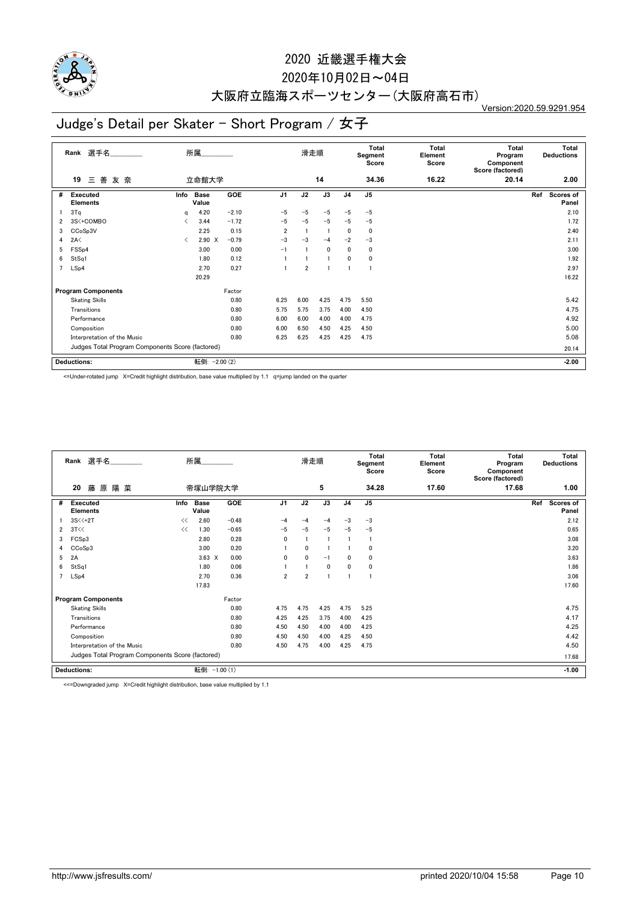# 2020 近畿選手権大会

2020年10月02日～04日

大阪府立臨海スポーツセンター(大阪府高石市)

Version:2020.59.9291.954

## Judge's Detail per Skater - Short Program / 女子

| Rank | 選手名 | 所属 | 滑走順 | Total Segment Score | Total Element Score | Total Program Component Score (factored) | Total Deductions |
|---|---|---|---|---|---|---|---|
| 19 | 三 善 友 奈 | 立命館大学 | 14 | 34.36 | 16.22 | 20.14 | 2.00 |

| # | Executed Elements | Info | Base Value | GOE | J1 | J2 | J3 | J4 | J5 | Ref | Scores of Panel |
|---|---|---|---|---|---|---|---|---|---|---|---|
| 1 | 3Tq | q | 4.20 | −2.10 | −5 | −5 | −5 | −5 | −5 | | 2.10 |
| 2 | 3S<+COMBO | < | 3.44 | −1.72 | −5 | −5 | −5 | −5 | −5 | | 1.72 |
| 3 | CCoSp3V | | 2.25 | 0.15 | 2 | 1 | 1 | 0 | 0 | | 2.40 |
| 4 | 2A< | < | 2.90 X | −0.79 | −3 | −3 | −4 | −2 | −3 | | 2.11 |
| 5 | FSSp4 | | 3.00 | 0.00 | −1 | 1 | 0 | 0 | 0 | | 3.00 |
| 6 | StSq1 | | 1.80 | 0.12 | 1 | 1 | 1 | 0 | 0 | | 1.92 |
| 7 | LSp4 | | 2.70 | 0.27 | 1 | 2 | 1 | 1 | 1 | | 2.97 |
| | | | 20.29 | | | | | | | | 16.22 |

| Program Components | Factor | J1 | J2 | J3 | J4 | J5 | Scores of Panel |
|---|---|---|---|---|---|---|---|
| Skating Skills | 0.80 | 6.25 | 6.00 | 4.25 | 4.75 | 5.50 | 5.42 |
| Transitions | 0.80 | 5.75 | 5.75 | 3.75 | 4.00 | 4.50 | 4.75 |
| Performance | 0.80 | 6.00 | 6.00 | 4.00 | 4.00 | 4.75 | 4.92 |
| Composition | 0.80 | 6.00 | 6.50 | 4.50 | 4.25 | 4.50 | 5.00 |
| Interpretation of the Music | 0.80 | 6.25 | 6.25 | 4.25 | 4.25 | 4.75 | 5.08 |
| Judges Total Program Components Score (factored) | | | | | | | 20.14 |

Deductions: 転倒: −2.00 (2) **−2.00**

<=Under-rotated jump X=Credit highlight distribution, base value multiplied by 1.1 q=jump landed on the quarter

| Rank | 選手名 | 所属 | 滑走順 | Total Segment Score | Total Element Score | Total Program Component Score (factored) | Total Deductions |
|---|---|---|---|---|---|---|---|
| 20 | 藤 原 陽 菜 | 帝塚山学院大学 | 5 | 34.28 | 17.60 | 17.68 | 1.00 |

| # | Executed Elements | Info | Base Value | GOE | J1 | J2 | J3 | J4 | J5 | Ref | Scores of Panel |
|---|---|---|---|---|---|---|---|---|---|---|---|
| 1 | 3S<<+2T | << | 2.60 | −0.48 | −4 | −4 | −4 | −3 | −3 | | 2.12 |
| 2 | 3T<< | << | 1.30 | −0.65 | −5 | −5 | −5 | −5 | −5 | | 0.65 |
| 3 | FCSp3 | | 2.80 | 0.28 | 0 | 1 | 1 | 1 | 1 | | 3.08 |
| 4 | CCoSp3 | | 3.00 | 0.20 | 1 | 0 | 1 | 1 | 0 | | 3.20 |
| 5 | 2A | | 3.63 X | 0.00 | 0 | 0 | −1 | 0 | 0 | | 3.63 |
| 6 | StSq1 | | 1.80 | 0.06 | 1 | 1 | 0 | 0 | 0 | | 1.86 |
| 7 | LSp4 | | 2.70 | 0.36 | 2 | 2 | 1 | 1 | 1 | | 3.06 |
| | | | 17.83 | | | | | | | | 17.60 |

| Program Components | Factor | J1 | J2 | J3 | J4 | J5 | Scores of Panel |
|---|---|---|---|---|---|---|---|
| Skating Skills | 0.80 | 4.75 | 4.75 | 4.25 | 4.75 | 5.25 | 4.75 |
| Transitions | 0.80 | 4.25 | 4.25 | 3.75 | 4.00 | 4.25 | 4.17 |
| Performance | 0.80 | 4.50 | 4.50 | 4.00 | 4.00 | 4.25 | 4.25 |
| Composition | 0.80 | 4.50 | 4.50 | 4.00 | 4.25 | 4.50 | 4.42 |
| Interpretation of the Music | 0.80 | 4.50 | 4.75 | 4.00 | 4.25 | 4.75 | 4.50 |
| Judges Total Program Components Score (factored) | | | | | | | 17.68 |

Deductions: 転倒: −1.00 (1) **−1.00**

<<=Downgraded jump X=Credit highlight distribution, base value multiplied by 1.1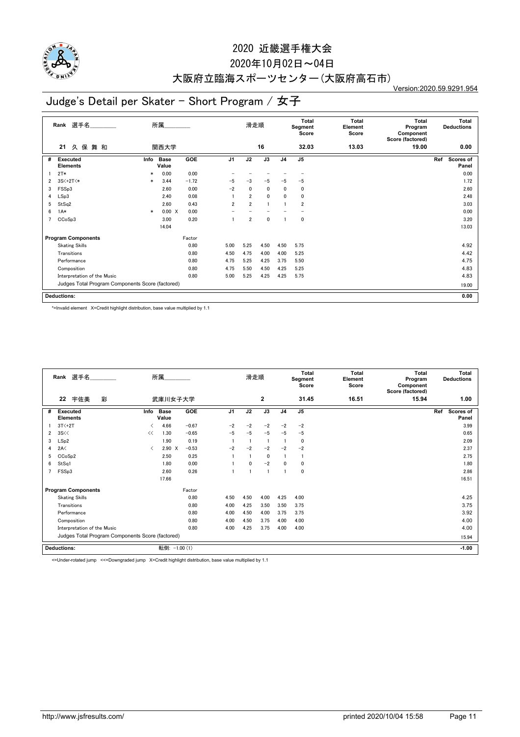# 2020 近畿選手権大会

## 2020年10月02日～04日

## 大阪府立臨海スポーツセンター(大阪府高石市)

Version:2020.59.9291.954

# Judge's Detail per Skater - Short Program / 女子

| Rank | 選手名 | 所属 | 滑走順 | Total Segment Score | Total Element Score | Total Program Component Score (factored) | Total Deductions |
|---|---|---|---|---|---|---|---|
| 21 | 久 保 舞 和 | 関西大学 | 16 | 32.03 | 13.03 | 19.00 | 0.00 |

| # | Executed Elements | Info | Base Value | | GOE | J1 | J2 | J3 | J4 | J5 | Ref | Scores of Panel |
|---|---|---|---|---|---|---|---|---|---|---|---|---|
| 1 | 2T* | * | 0.00 | | 0.00 | – | – | – | – | – | | 0.00 |
| 2 | 3S<+2T<* | * | 3.44 | | −1.72 | −5 | −3 | −5 | −5 | −5 | | 1.72 |
| 3 | FSSp3 | | 2.60 | | 0.00 | −2 | 0 | 0 | 0 | 0 | | 2.60 |
| 4 | LSp3 | | 2.40 | | 0.08 | 1 | 2 | 0 | 0 | 0 | | 2.48 |
| 5 | StSq2 | | 2.60 | | 0.43 | 2 | 2 | 1 | 1 | 2 | | 3.03 |
| 6 | 1A* | * | 0.00 | X | 0.00 | – | – | – | – | – | | 0.00 |
| 7 | CCoSp3 | | 3.00 | | 0.20 | 1 | 2 | 0 | 1 | 0 | | 3.20 |
| | | | 14.04 | | | | | | | | | 13.03 |

| Program Components | Factor | J1 | J2 | J3 | J4 | J5 | Scores of Panel |
|---|---|---|---|---|---|---|---|
| Skating Skills | 0.80 | 5.00 | 5.25 | 4.50 | 4.50 | 5.75 | 4.92 |
| Transitions | 0.80 | 4.50 | 4.75 | 4.00 | 4.00 | 5.25 | 4.42 |
| Performance | 0.80 | 4.75 | 5.25 | 4.25 | 3.75 | 5.50 | 4.75 |
| Composition | 0.80 | 4.75 | 5.50 | 4.50 | 4.25 | 5.25 | 4.83 |
| Interpretation of the Music | 0.80 | 5.00 | 5.25 | 4.25 | 4.25 | 5.75 | 4.83 |
| Judges Total Program Components Score (factored) | | | | | | | 19.00 |

**Deductions:** 0.00

*=Invalid element X=Credit highlight distribution, base value multiplied by 1.1

| Rank | 選手名 | 所属 | 滑走順 | Total Segment Score | Total Element Score | Total Program Component Score (factored) | Total Deductions |
|---|---|---|---|---|---|---|---|
| 22 | 宇佐美 彩 | 武庫川女子大学 | 2 | 31.45 | 16.51 | 15.94 | 1.00 |

| # | Executed Elements | Info | Base Value | | GOE | J1 | J2 | J3 | J4 | J5 | Ref | Scores of Panel |
|---|---|---|---|---|---|---|---|---|---|---|---|---|
| 1 | 3T<+2T | < | 4.66 | | −0.67 | −2 | −2 | −2 | −2 | −2 | | 3.99 |
| 2 | 3S<< | << | 1.30 | | −0.65 | −5 | −5 | −5 | −5 | −5 | | 0.65 |
| 3 | LSp2 | | 1.90 | | 0.19 | 1 | 1 | 1 | 1 | 0 | | 2.09 |
| 4 | 2A< | < | 2.90 | X | −0.53 | −2 | −2 | −2 | −2 | −2 | | 2.37 |
| 5 | CCoSp2 | | 2.50 | | 0.25 | 1 | 1 | 0 | 1 | 1 | | 2.75 |
| 6 | StSq1 | | 1.80 | | 0.00 | 1 | 0 | −2 | 0 | 0 | | 1.80 |
| 7 | FSSp3 | | 2.60 | | 0.26 | 1 | 1 | 1 | 1 | 0 | | 2.86 |
| | | | 17.66 | | | | | | | | | 16.51 |

| Program Components | Factor | J1 | J2 | J3 | J4 | J5 | Scores of Panel |
|---|---|---|---|---|---|---|---|
| Skating Skills | 0.80 | 4.50 | 4.50 | 4.00 | 4.25 | 4.00 | 4.25 |
| Transitions | 0.80 | 4.00 | 4.25 | 3.50 | 3.50 | 3.75 | 3.75 |
| Performance | 0.80 | 4.00 | 4.50 | 4.00 | 3.75 | 3.75 | 3.92 |
| Composition | 0.80 | 4.00 | 4.50 | 3.75 | 4.00 | 4.00 | 4.00 |
| Interpretation of the Music | 0.80 | 4.00 | 4.25 | 3.75 | 4.00 | 4.00 | 4.00 |
| Judges Total Program Components Score (factored) | | | | | | | 15.94 |

**Deductions:** 転倒: −1.00 (1) −1.00

<=Under-rotated jump <<=Downgraded jump X=Credit highlight distribution, base value multiplied by 1.1

http://www.jsfresults.com/ printed 2020/10/04 15:58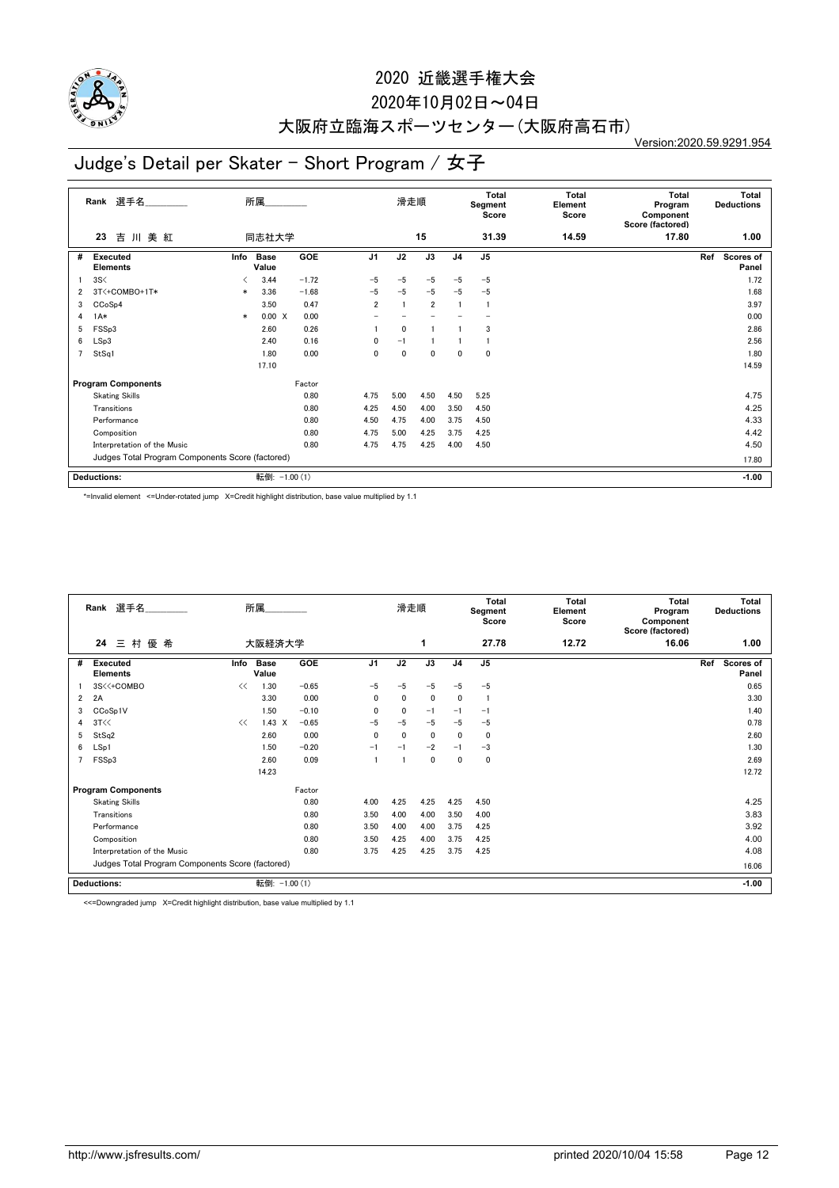# 2020 近畿選手権大会

2020年10月02日～04日

大阪府立臨海スポーツセンター(大阪府高石市)

Version:2020.59.9291.954

## Judge's Detail per Skater - Short Program / 女子

| Rank | 選手名 | 所属 | 滑走順 | Total Segment Score | Total Element Score | Total Program Component Score (factored) | Total Deductions |
|---|---|---|---|---|---|---|---|
| 23 | 吉 川 美 紅 | 同志社大学 | 15 | 31.39 | 14.59 | 17.80 | 1.00 |

| # | Executed Elements | Info | Base Value | | GOE | J1 | J2 | J3 | J4 | J5 | Ref | Scores of Panel |
|---|---|---|---|---|---|---|---|---|---|---|---|---|
| 1 | 3S< | < | 3.44 | | -1.72 | -5 | -5 | -5 | -5 | -5 | | 1.72 |
| 2 | 3T<+COMBO+1T* | * | 3.36 | | -1.68 | -5 | -5 | -5 | -5 | -5 | | 1.68 |
| 3 | CCoSp4 | | 3.50 | | 0.47 | 2 | 1 | 2 | 1 | 1 | | 3.97 |
| 4 | 1A* | * | 0.00 | X | 0.00 | - | - | - | - | - | | 0.00 |
| 5 | FSSp3 | | 2.60 | | 0.26 | 1 | 0 | 1 | 1 | 3 | | 2.86 |
| 6 | LSp3 | | 2.40 | | 0.16 | 0 | -1 | 1 | 1 | 1 | | 2.56 |
| 7 | StSq1 | | 1.80 | | 0.00 | 0 | 0 | 0 | 0 | 0 | | 1.80 |
| | | | 17.10 | | | | | | | | | 14.59 |

| Program Components | Factor | J1 | J2 | J3 | J4 | J5 | Scores of Panel |
|---|---|---|---|---|---|---|---|
| Skating Skills | 0.80 | 4.75 | 5.00 | 4.50 | 4.50 | 5.25 | 4.75 |
| Transitions | 0.80 | 4.25 | 4.50 | 4.00 | 3.50 | 4.50 | 4.25 |
| Performance | 0.80 | 4.50 | 4.75 | 4.00 | 3.75 | 4.50 | 4.33 |
| Composition | 0.80 | 4.75 | 5.00 | 4.25 | 3.75 | 4.25 | 4.42 |
| Interpretation of the Music | 0.80 | 4.75 | 4.75 | 4.25 | 4.00 | 4.50 | 4.50 |
| Judges Total Program Components Score (factored) | | | | | | | 17.80 |

| Deductions: | 転倒: -1.00 (1) | -1.00 |
|---|---|---|

*=Invalid element <=Under-rotated jump X=Credit highlight distribution, base value multiplied by 1.1

| Rank | 選手名 | 所属 | 滑走順 | Total Segment Score | Total Element Score | Total Program Component Score (factored) | Total Deductions |
|---|---|---|---|---|---|---|---|
| 24 | 三 村 優 希 | 大阪経済大学 | 1 | 27.78 | 12.72 | 16.06 | 1.00 |

| # | Executed Elements | Info | Base Value | | GOE | J1 | J2 | J3 | J4 | J5 | Ref | Scores of Panel |
|---|---|---|---|---|---|---|---|---|---|---|---|---|
| 1 | 3S<<+COMBO | << | 1.30 | | -0.65 | -5 | -5 | -5 | -5 | -5 | | 0.65 |
| 2 | 2A | | 3.30 | | 0.00 | 0 | 0 | 0 | 0 | 1 | | 3.30 |
| 3 | CCoSp1V | | 1.50 | | -0.10 | 0 | 0 | -1 | -1 | -1 | | 1.40 |
| 4 | 3T<< | << | 1.43 | X | -0.65 | -5 | -5 | -5 | -5 | -5 | | 0.78 |
| 5 | StSq2 | | 2.60 | | 0.00 | 0 | 0 | 0 | 0 | 0 | | 2.60 |
| 6 | LSp1 | | 1.50 | | -0.20 | -1 | -1 | -2 | -1 | -3 | | 1.30 |
| 7 | FSSp3 | | 2.60 | | 0.09 | 1 | 1 | 0 | 0 | 0 | | 2.69 |
| | | | 14.23 | | | | | | | | | 12.72 |

| Program Components | Factor | J1 | J2 | J3 | J4 | J5 | Scores of Panel |
|---|---|---|---|---|---|---|---|
| Skating Skills | 0.80 | 4.00 | 4.25 | 4.25 | 4.25 | 4.50 | 4.25 |
| Transitions | 0.80 | 3.50 | 4.00 | 4.00 | 3.50 | 4.00 | 3.83 |
| Performance | 0.80 | 3.50 | 4.00 | 4.00 | 3.75 | 4.25 | 3.92 |
| Composition | 0.80 | 3.50 | 4.25 | 4.00 | 3.75 | 4.25 | 4.00 |
| Interpretation of the Music | 0.80 | 3.75 | 4.25 | 4.25 | 3.75 | 4.25 | 4.08 |
| Judges Total Program Components Score (factored) | | | | | | | 16.06 |

| Deductions: | 転倒: -1.00 (1) | -1.00 |
|---|---|---|

<<=Downgraded jump X=Credit highlight distribution, base value multiplied by 1.1

http://www.jsfresults.com/ printed 2020/10/04 15:58